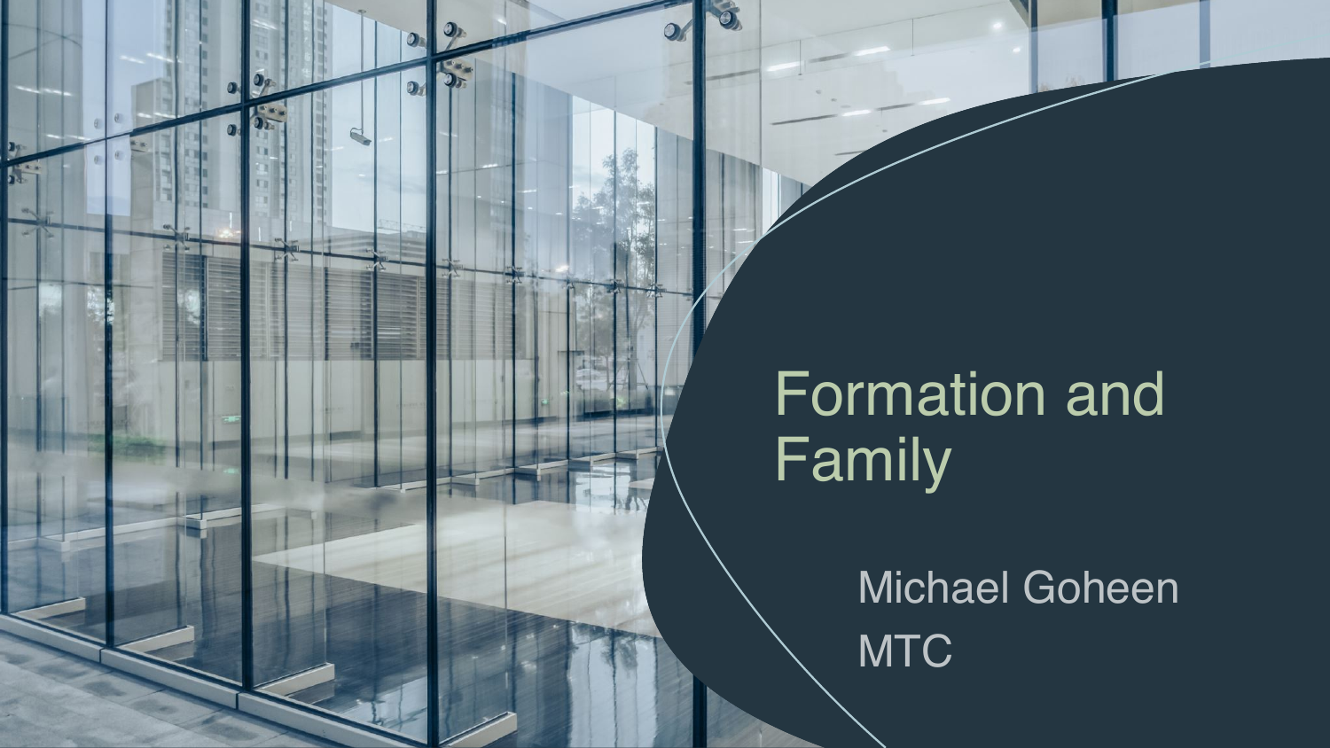# Formation and Family

Michael Goheen

MTC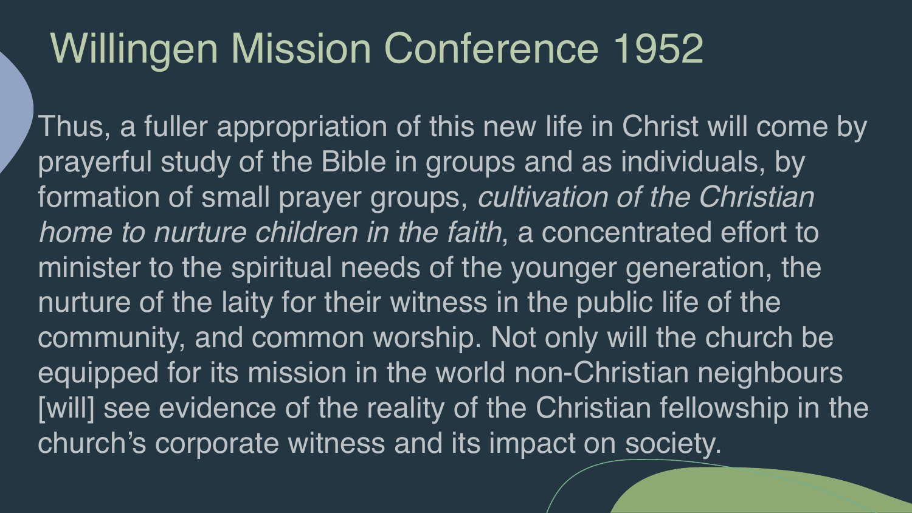# Willingen Mission Conference 1952

Thus, a fuller appropriation of this new life in Christ will come by prayerful study of the Bible in groups and as individuals, by formation of small prayer groups, *cultivation of the Christian home to nurture children in the faith*, a concentrated effort to minister to the spiritual needs of the younger generation, the nurture of the laity for their witness in the public life of the community, and common worship. Not only will the church be equipped for its mission in the world non-Christian neighbours [will] see evidence of the reality of the Christian fellowship in the church's corporate witness and its impact on society.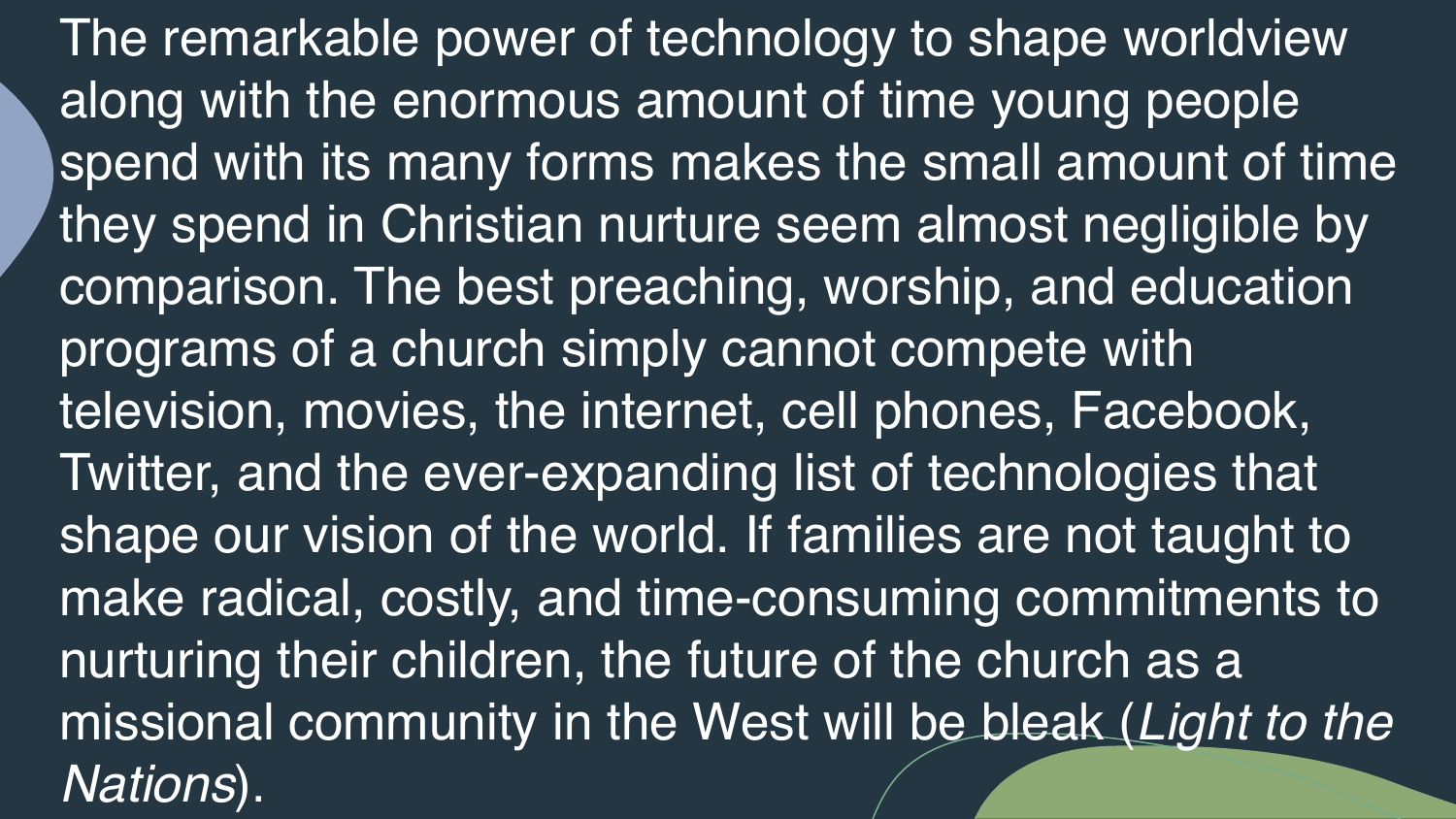The remarkable power of technology to shape worldview along with the enormous amount of time young people spend with its many forms makes the small amount of time they spend in Christian nurture seem almost negligible by comparison. The best preaching, worship, and education programs of a church simply cannot compete with television, movies, the internet, cell phones, Facebook, Twitter, and the ever-expanding list of technologies that shape our vision of the world. If families are not taught to make radical, costly, and time-consuming commitments to nurturing their children, the future of the church as a missional community in the West will be bleak (*Light to the Nations*).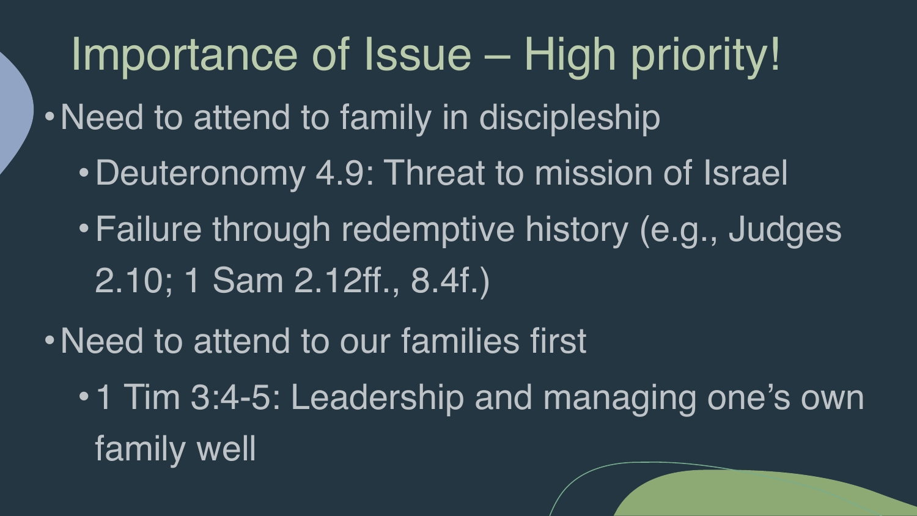# Importance of Issue – High priority!

- Need to attend to family in discipleship
  - Deuteronomy 4.9: Threat to mission of Israel
  - Failure through redemptive history (e.g., Judges 2.10; 1 Sam 2.12ff., 8.4f.)
- Need to attend to our families first
  - 1 Tim 3:4-5: Leadership and managing one's own family well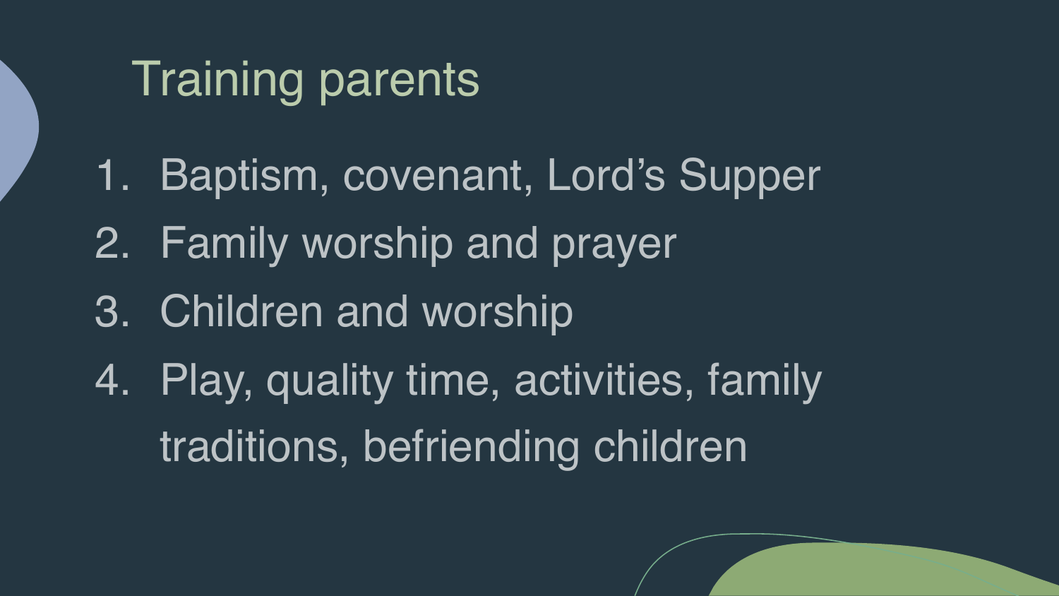# Training parents

1. Baptism, covenant, Lord's Supper
2. Family worship and prayer
3. Children and worship
4. Play, quality time, activities, family traditions, befriending children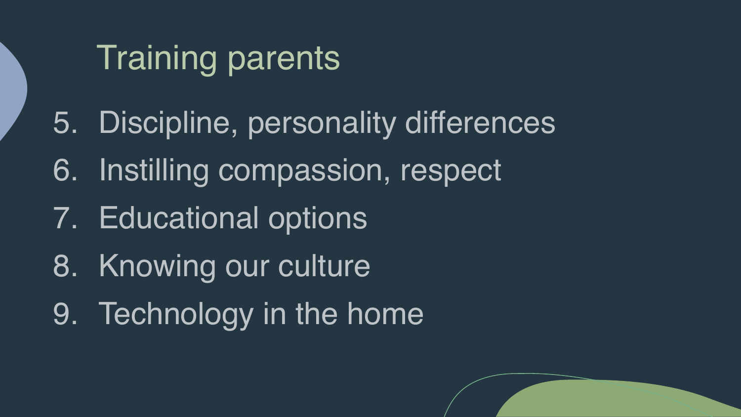# Training parents

5. Discipline, personality differences
6. Instilling compassion, respect
7. Educational options
8. Knowing our culture
9. Technology in the home